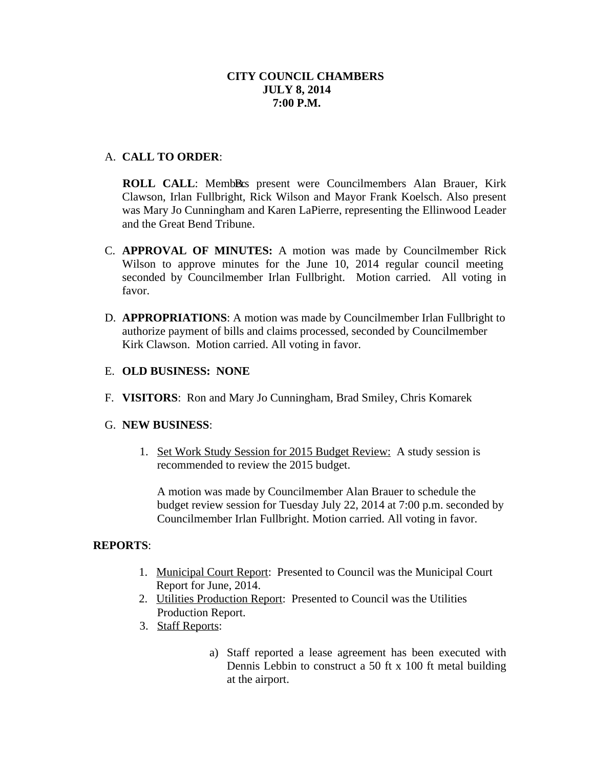**CITY COUNCIL CHAMBERS**
**JULY 8, 2014**
**7:00 P.M.**

A. **CALL TO ORDER**:

**ROLL CALL**: Members present were Councilmembers Alan Brauer, Kirk Clawson, Irlan Fullbright, Rick Wilson and Mayor Frank Koelsch. Also present was Mary Jo Cunningham and Karen LaPierre, representing the Ellinwood Leader and the Great Bend Tribune.

C. **APPROVAL OF MINUTES:** A motion was made by Councilmember Rick Wilson to approve minutes for the June 10, 2014 regular council meeting seconded by Councilmember Irlan Fullbright. Motion carried. All voting in favor.

D. **APPROPRIATIONS**: A motion was made by Councilmember Irlan Fullbright to authorize payment of bills and claims processed, seconded by Councilmember Kirk Clawson. Motion carried. All voting in favor.

E. **OLD BUSINESS: NONE**

F. **VISITORS**: Ron and Mary Jo Cunningham, Brad Smiley, Chris Komarek

G. **NEW BUSINESS**:

1. Set Work Study Session for 2015 Budget Review: A study session is recommended to review the 2015 budget.

   A motion was made by Councilmember Alan Brauer to schedule the budget review session for Tuesday July 22, 2014 at 7:00 p.m. seconded by Councilmember Irlan Fullbright. Motion carried. All voting in favor.

**REPORTS**:

1. Municipal Court Report: Presented to Council was the Municipal Court Report for June, 2014.
2. Utilities Production Report: Presented to Council was the Utilities Production Report.
3. Staff Reports:

   a) Staff reported a lease agreement has been executed with Dennis Lebbin to construct a 50 ft x 100 ft metal building at the airport.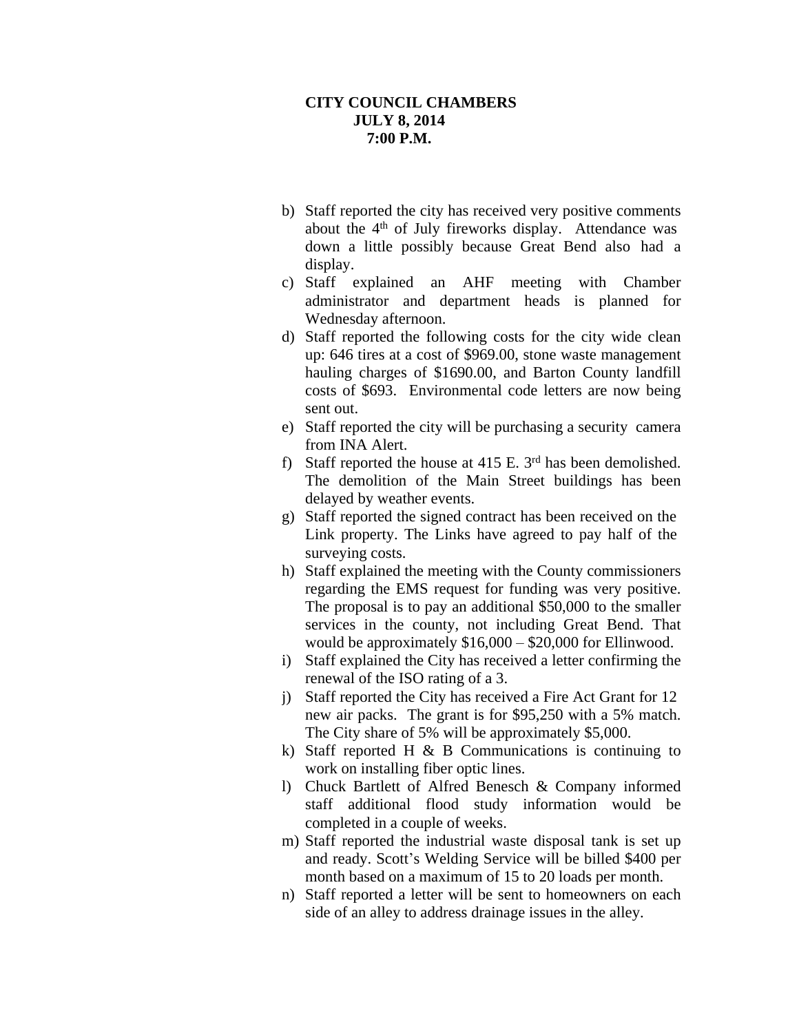**CITY COUNCIL CHAMBERS**
**JULY 8, 2014**
**7:00 P.M.**

b) Staff reported the city has received very positive comments about the 4th of July fireworks display. Attendance was down a little possibly because Great Bend also had a display.
c) Staff explained an AHF meeting with Chamber administrator and department heads is planned for Wednesday afternoon.
d) Staff reported the following costs for the city wide clean up: 646 tires at a cost of $969.00, stone waste management hauling charges of $1690.00, and Barton County landfill costs of $693. Environmental code letters are now being sent out.
e) Staff reported the city will be purchasing a security camera from INA Alert.
f) Staff reported the house at 415 E. 3rd has been demolished. The demolition of the Main Street buildings has been delayed by weather events.
g) Staff reported the signed contract has been received on the Link property. The Links have agreed to pay half of the surveying costs.
h) Staff explained the meeting with the County commissioners regarding the EMS request for funding was very positive. The proposal is to pay an additional $50,000 to the smaller services in the county, not including Great Bend. That would be approximately $16,000 – $20,000 for Ellinwood.
i) Staff explained the City has received a letter confirming the renewal of the ISO rating of a 3.
j) Staff reported the City has received a Fire Act Grant for 12 new air packs. The grant is for $95,250 with a 5% match. The City share of 5% will be approximately $5,000.
k) Staff reported H & B Communications is continuing to work on installing fiber optic lines.
l) Chuck Bartlett of Alfred Benesch & Company informed staff additional flood study information would be completed in a couple of weeks.
m) Staff reported the industrial waste disposal tank is set up and ready. Scott's Welding Service will be billed $400 per month based on a maximum of 15 to 20 loads per month.
n) Staff reported a letter will be sent to homeowners on each side of an alley to address drainage issues in the alley.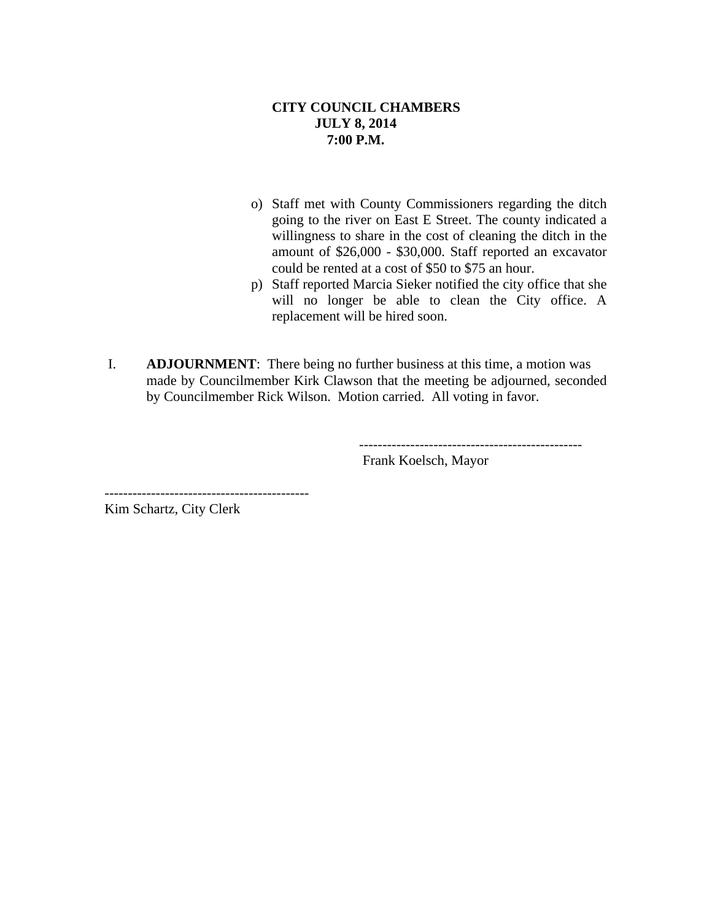**CITY COUNCIL CHAMBERS**
**JULY 8, 2014**
**7:00 P.M.**

o) Staff met with County Commissioners regarding the ditch going to the river on East E Street. The county indicated a willingness to share in the cost of cleaning the ditch in the amount of $26,000 - $30,000. Staff reported an excavator could be rented at a cost of $50 to $75 an hour.

p) Staff reported Marcia Sieker notified the city office that she will no longer be able to clean the City office. A replacement will be hired soon.

I. **ADJOURNMENT**: There being no further business at this time, a motion was made by Councilmember Kirk Clawson that the meeting be adjourned, seconded by Councilmember Rick Wilson. Motion carried. All voting in favor.

-----------------------------------------------
Frank Koelsch, Mayor

--------------------------------------------
Kim Schartz, City Clerk